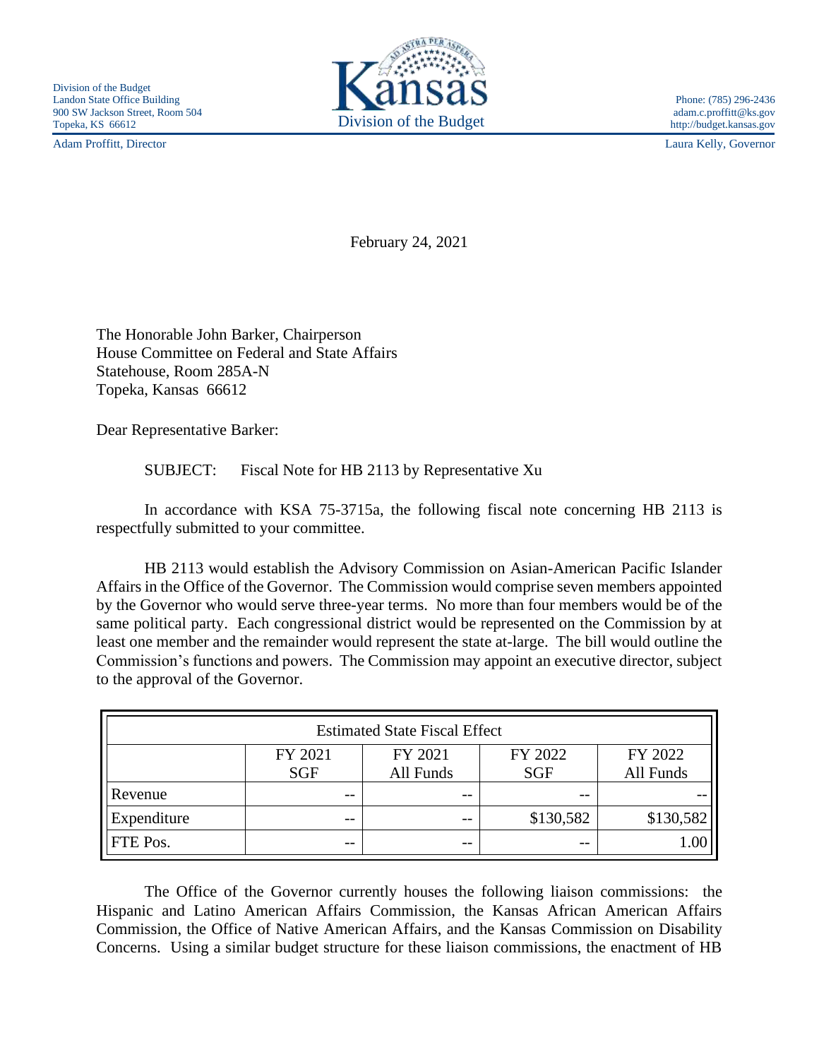Division of the Budget
Landon State Office Building
900 SW Jackson Street, Room 504
Topeka, KS 66612

Kansas
Division of the Budget

Phone: (785) 296-2436
adam.c.proffitt@ks.gov
http://budget.kansas.gov

Adam Proffitt, Director

Laura Kelly, Governor

February 24, 2021

The Honorable John Barker, Chairperson
House Committee on Federal and State Affairs
Statehouse, Room 285A-N
Topeka, Kansas 66612

Dear Representative Barker:

SUBJECT: Fiscal Note for HB 2113 by Representative Xu

In accordance with KSA 75-3715a, the following fiscal note concerning HB 2113 is respectfully submitted to your committee.

HB 2113 would establish the Advisory Commission on Asian-American Pacific Islander Affairs in the Office of the Governor. The Commission would comprise seven members appointed by the Governor who would serve three-year terms. No more than four members would be of the same political party. Each congressional district would be represented on the Commission by at least one member and the remainder would represent the state at-large. The bill would outline the Commission's functions and powers. The Commission may appoint an executive director, subject to the approval of the Governor.

| Estimated State Fiscal Effect | | | | |
|---|---|---|---|---|
| | FY 2021 SGF | FY 2021 All Funds | FY 2022 SGF | FY 2022 All Funds |
| Revenue | -- | -- | -- | -- |
| Expenditure | -- | -- | $130,582 | $130,582 |
| FTE Pos. | -- | -- | -- | 1.00 |

The Office of the Governor currently houses the following liaison commissions: the Hispanic and Latino American Affairs Commission, the Kansas African American Affairs Commission, the Office of Native American Affairs, and the Kansas Commission on Disability Concerns. Using a similar budget structure for these liaison commissions, the enactment of HB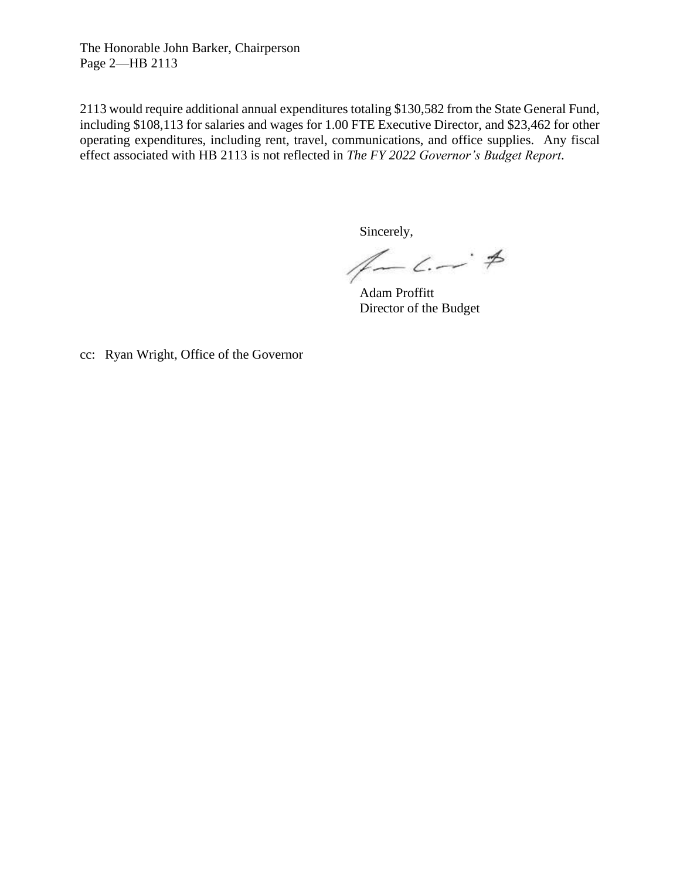2113 would require additional annual expenditures totaling $130,582 from the State General Fund, including $108,113 for salaries and wages for 1.00 FTE Executive Director, and $23,462 for other operating expenditures, including rent, travel, communications, and office supplies. Any fiscal effect associated with HB 2113 is not reflected in *The FY 2022 Governor's Budget Report*.

Sincerely,

Adam Proffitt
Director of the Budget

cc: Ryan Wright, Office of the Governor